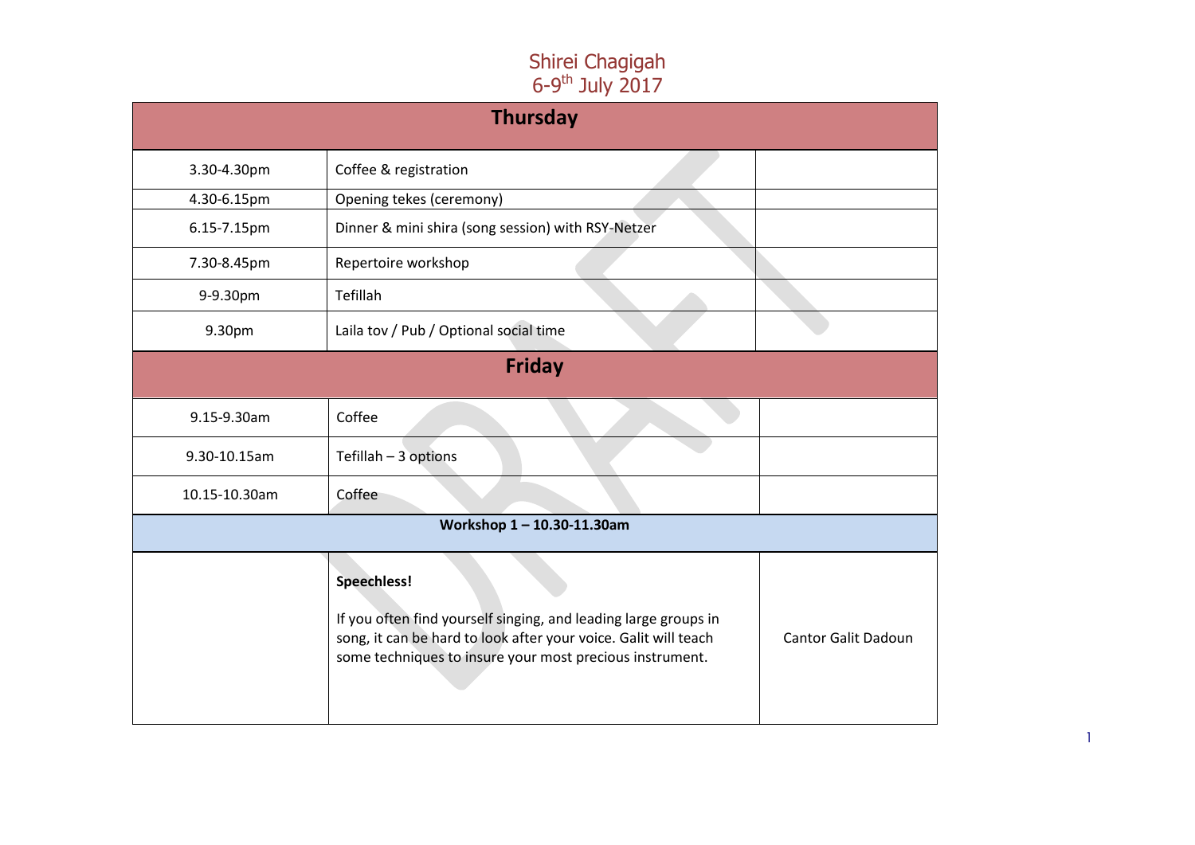# Shirei Chagigah
## 6-9th July 2017

| Thursday | | |
|---|---|---|
| 3.30-4.30pm | Coffee & registration | |
| 4.30-6.15pm | Opening tekes (ceremony) | |
| 6.15-7.15pm | Dinner & mini shira (song session) with RSY-Netzer | |
| 7.30-8.45pm | Repertoire workshop | |
| 9-9.30pm | Tefillah | |
| 9.30pm | Laila tov / Pub / Optional social time | |

| Friday | | |
|---|---|---|
| 9.15-9.30am | Coffee | |
| 9.30-10.15am | Tefillah – 3 options | |
| 10.15-10.30am | Coffee | |
| **Workshop 1 – 10.30-11.30am** | | |
| | **Speechless!**<br><br>If you often find yourself singing, and leading large groups in song, it can be hard to look after your voice. Galit will teach some techniques to insure your most precious instrument. | Cantor Galit Dadoun |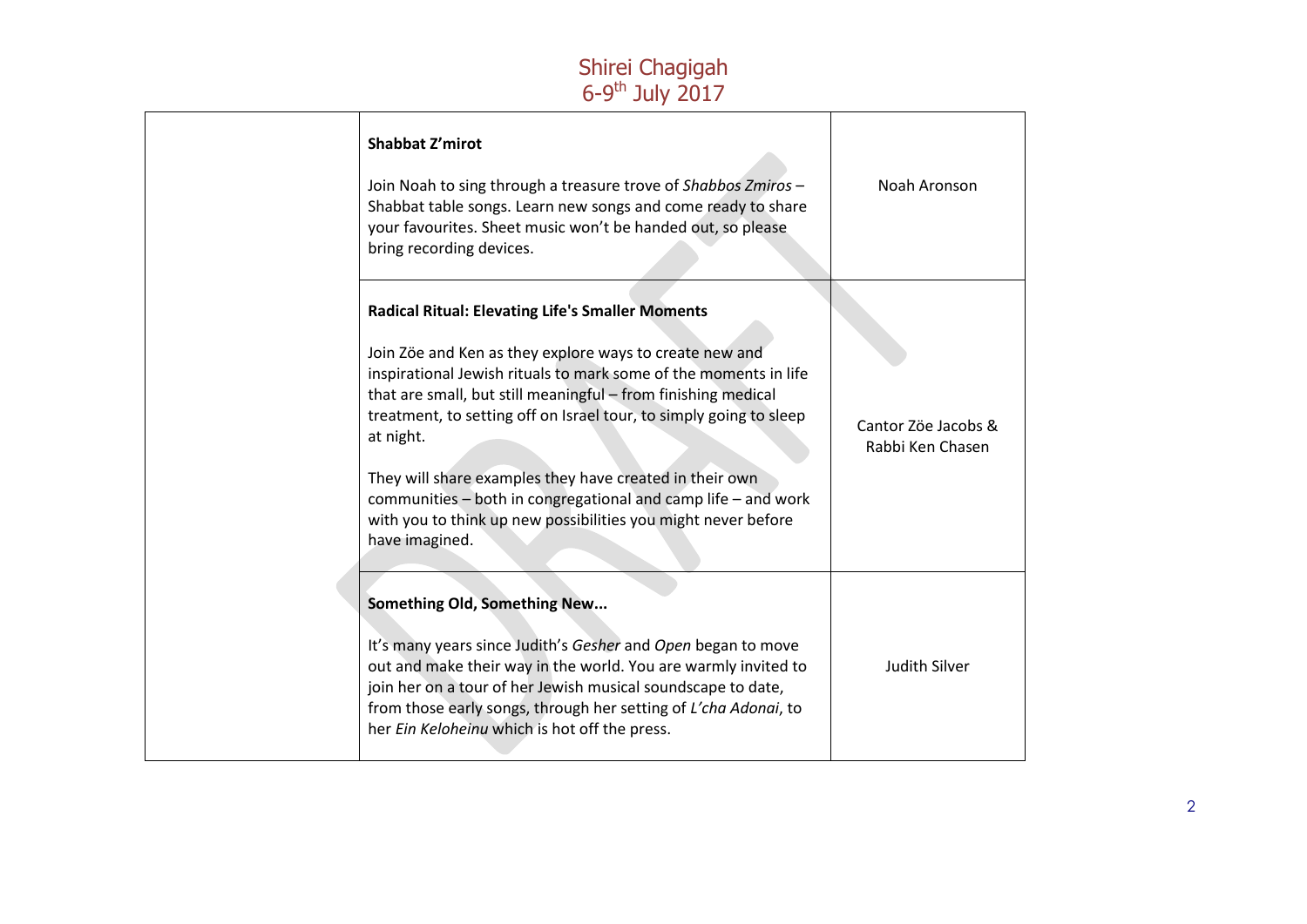| | | |
|---|---|---|
| | **Shabbat Z'mirot**<br><br>Join Noah to sing through a treasure trove of *Shabbos Zmiros* – Shabbat table songs. Learn new songs and come ready to share your favourites. Sheet music won't be handed out, so please bring recording devices. | Noah Aronson |
| | **Radical Ritual: Elevating Life's Smaller Moments**<br><br>Join Zöe and Ken as they explore ways to create new and inspirational Jewish rituals to mark some of the moments in life that are small, but still meaningful – from finishing medical treatment, to setting off on Israel tour, to simply going to sleep at night.<br><br>They will share examples they have created in their own communities – both in congregational and camp life – and work with you to think up new possibilities you might never before have imagined. | Cantor Zöe Jacobs & Rabbi Ken Chasen |
| | **Something Old, Something New...**<br><br>It's many years since Judith's *Gesher* and *Open* began to move out and make their way in the world. You are warmly invited to join her on a tour of her Jewish musical soundscape to date, from those early songs, through her setting of *L'cha Adonai*, to her *Ein Keloheinu* which is hot off the press. | Judith Silver |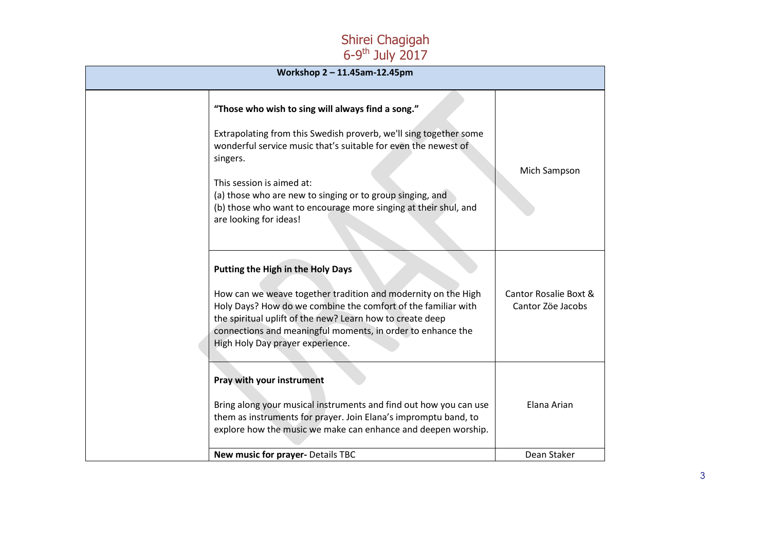# Shirei Chagigah
## 6-9th July 2017

| Workshop 2 – 11.45am-12.45pm | | |
| --- | --- | --- |
| | **"Those who wish to sing will always find a song."**<br><br>Extrapolating from this Swedish proverb, we'll sing together some wonderful service music that's suitable for even the newest of singers.<br><br>This session is aimed at:<br>(a) those who are new to singing or to group singing, and<br>(b) those who want to encourage more singing at their shul, and are looking for ideas! | Mich Sampson |
| | **Putting the High in the Holy Days**<br><br>How can we weave together tradition and modernity on the High Holy Days? How do we combine the comfort of the familiar with the spiritual uplift of the new? Learn how to create deep connections and meaningful moments, in order to enhance the High Holy Day prayer experience. | Cantor Rosalie Boxt & Cantor Zöe Jacobs |
| | **Pray with your instrument**<br><br>Bring along your musical instruments and find out how you can use them as instruments for prayer. Join Elana's impromptu band, to explore how the music we make can enhance and deepen worship. | Elana Arian |
| | **New music for prayer-** Details TBC | Dean Staker |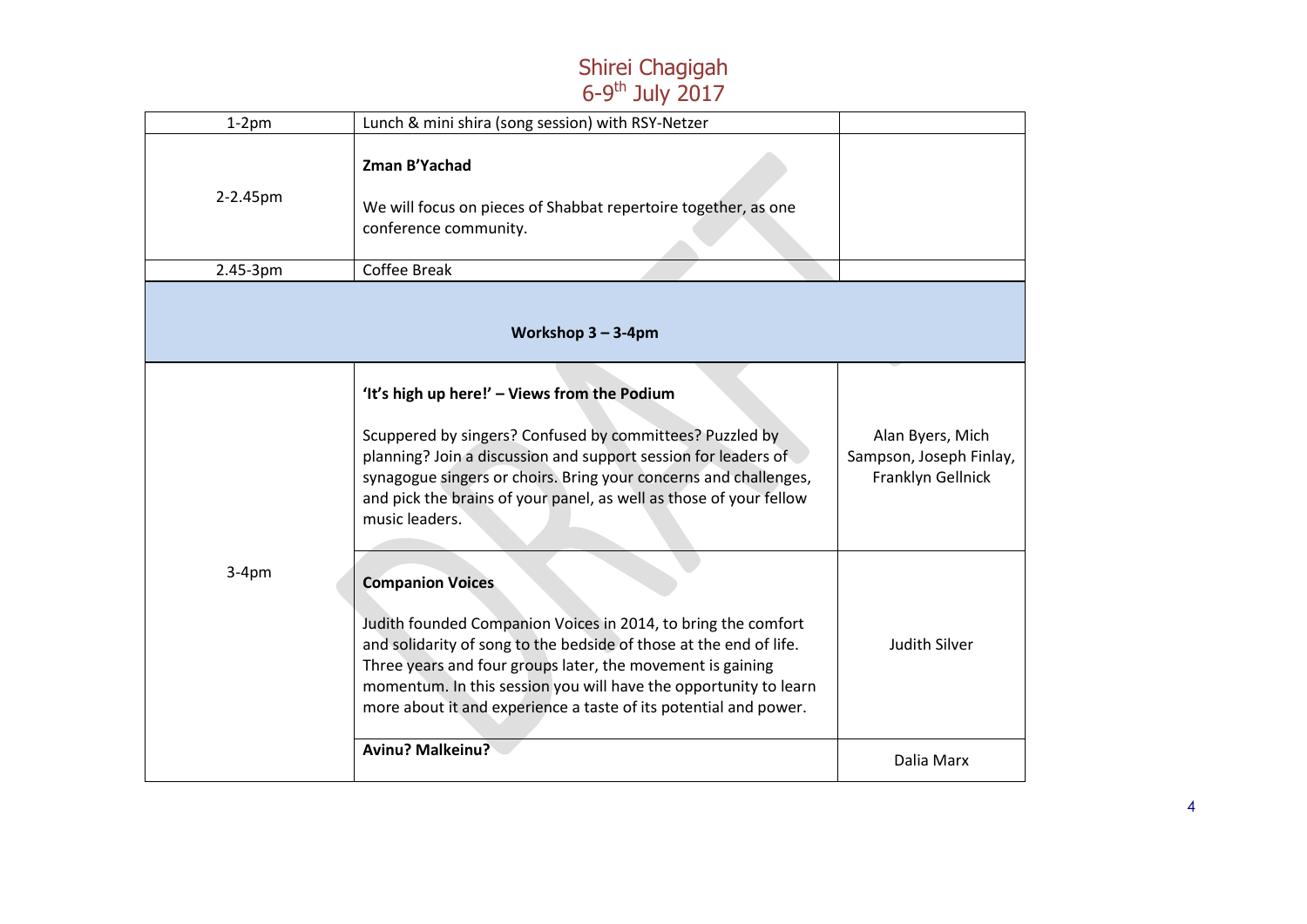# Shirei Chagigah
## 6-9th July 2017

| | | |
|---|---|---|
| 1-2pm | Lunch & mini shira (song session) with RSY-Netzer | |
| 2-2.45pm | **Zman B'Yachad**<br><br>We will focus on pieces of Shabbat repertoire together, as one conference community. | |
| 2.45-3pm | Coffee Break | |
| **Workshop 3 – 3-4pm** | | |
| 3-4pm | **'It's high up here!' – Views from the Podium**<br><br>Scuppered by singers? Confused by committees? Puzzled by planning? Join a discussion and support session for leaders of synagogue singers or choirs. Bring your concerns and challenges, and pick the brains of your panel, as well as those of your fellow music leaders. | Alan Byers, Mich Sampson, Joseph Finlay, Franklyn Gellnick |
| | **Companion Voices**<br><br>Judith founded Companion Voices in 2014, to bring the comfort and solidarity of song to the bedside of those at the end of life. Three years and four groups later, the movement is gaining momentum. In this session you will have the opportunity to learn more about it and experience a taste of its potential and power. | Judith Silver |
| | **Avinu? Malkeinu?** | Dalia Marx |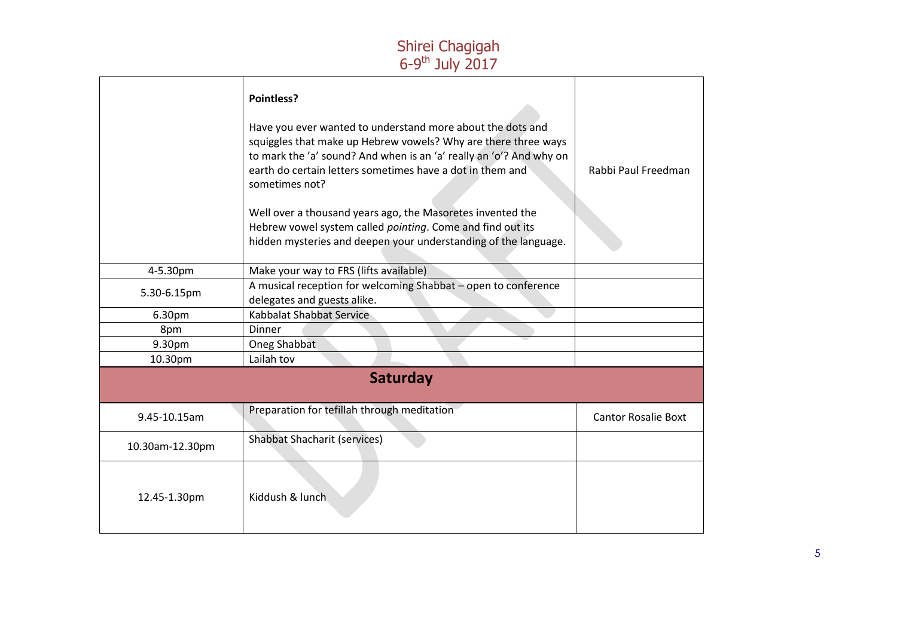| | **Pointless?**<br><br>Have you ever wanted to understand more about the dots and squiggles that make up Hebrew vowels? Why are there three ways to mark the 'a' sound? And when is an 'a' really an 'o'? And why on earth do certain letters sometimes have a dot in them and sometimes not?<br><br>Well over a thousand years ago, the Masoretes invented the Hebrew vowel system called *pointing*. Come and find out its hidden mysteries and deepen your understanding of the language. | Rabbi Paul Freedman |
|---|---|---|
| 4-5.30pm | Make your way to FRS (lifts available) | |
| 5.30-6.15pm | A musical reception for welcoming Shabbat – open to conference delegates and guests alike. | |
| 6.30pm | Kabbalat Shabbat Service | |
| 8pm | Dinner | |
| 9.30pm | Oneg Shabbat | |
| 10.30pm | Lailah tov | |
| **Saturday** | | |
| 9.45-10.15am | Preparation for tefillah through meditation | Cantor Rosalie Boxt |
| 10.30am-12.30pm | Shabbat Shacharit (services) | |
| 12.45-1.30pm | Kiddush & lunch | |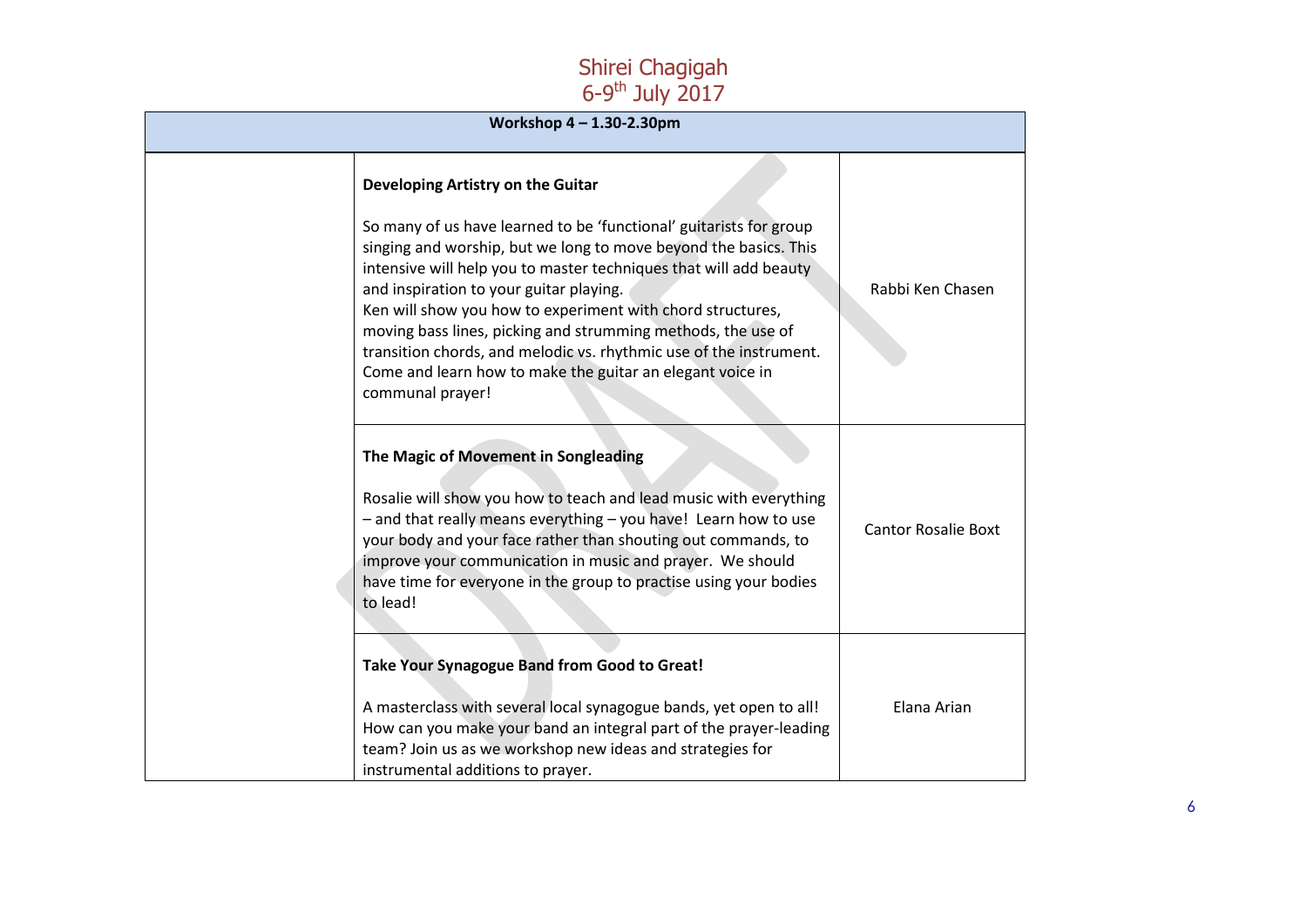Shirei Chagigah
6-9th July 2017

| Workshop 4 – 1.30-2.30pm | | |
|---|---|---|
| | **Developing Artistry on the Guitar**<br><br>So many of us have learned to be 'functional' guitarists for group singing and worship, but we long to move beyond the basics. This intensive will help you to master techniques that will add beauty and inspiration to your guitar playing.<br>Ken will show you how to experiment with chord structures, moving bass lines, picking and strumming methods, the use of transition chords, and melodic vs. rhythmic use of the instrument. Come and learn how to make the guitar an elegant voice in communal prayer! | Rabbi Ken Chasen |
| | **The Magic of Movement in Songleading**<br><br>Rosalie will show you how to teach and lead music with everything – and that really means everything – you have! Learn how to use your body and your face rather than shouting out commands, to improve your communication in music and prayer. We should have time for everyone in the group to practise using your bodies to lead! | Cantor Rosalie Boxt |
| | **Take Your Synagogue Band from Good to Great!**<br><br>A masterclass with several local synagogue bands, yet open to all! How can you make your band an integral part of the prayer-leading team? Join us as we workshop new ideas and strategies for instrumental additions to prayer. | Elana Arian |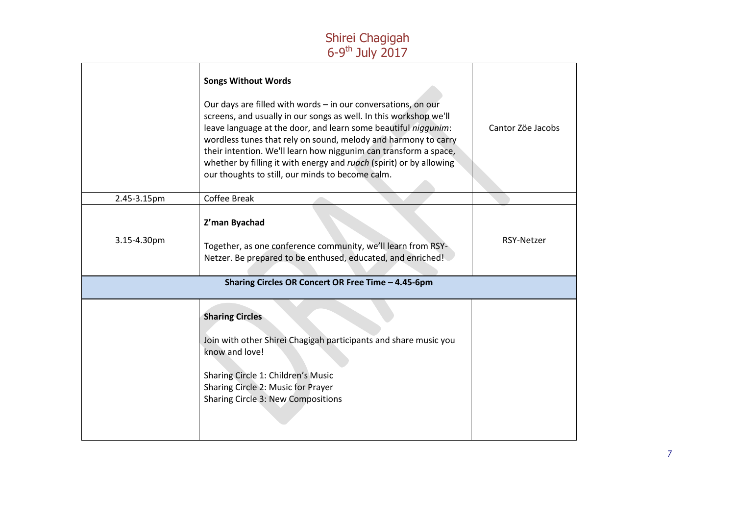| | | |
|---|---|---|
| | **Songs Without Words**<br><br>Our days are filled with words – in our conversations, on our screens, and usually in our songs as well. In this workshop we'll leave language at the door, and learn some beautiful *niggunim*: wordless tunes that rely on sound, melody and harmony to carry their intention. We'll learn how niggunim can transform a space, whether by filling it with energy and *ruach* (spirit) or by allowing our thoughts to still, our minds to become calm. | Cantor Zöe Jacobs |
| 2.45-3.15pm | Coffee Break | |
| 3.15-4.30pm | **Z'man Byachad**<br><br>Together, as one conference community, we'll learn from RSY-Netzer. Be prepared to be enthused, educated, and enriched! | RSY-Netzer |
| **Sharing Circles OR Concert OR Free Time – 4.45-6pm** | | |
| | **Sharing Circles**<br><br>Join with other Shirei Chagigah participants and share music you know and love!<br><br>Sharing Circle 1: Children's Music<br>Sharing Circle 2: Music for Prayer<br>Sharing Circle 3: New Compositions | |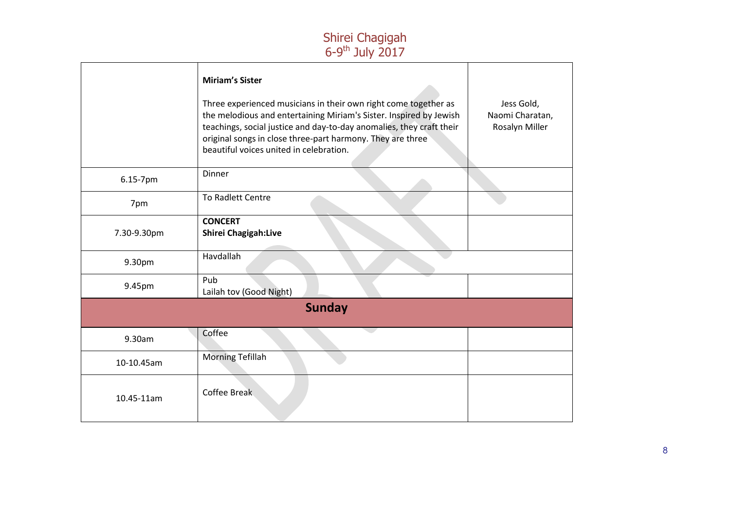| | | |
|---|---|---|
| | **Miriam's Sister**<br><br>Three experienced musicians in their own right come together as the melodious and entertaining Miriam's Sister. Inspired by Jewish teachings, social justice and day-to-day anomalies, they craft their original songs in close three-part harmony. They are three beautiful voices united in celebration. | Jess Gold, Naomi Charatan, Rosalyn Miller |
| 6.15-7pm | Dinner | |
| 7pm | To Radlett Centre | |
| 7.30-9.30pm | **CONCERT**<br>**Shirei Chagigah:Live** | |
| 9.30pm | Havdallah | |
| 9.45pm | Pub<br>Lailah tov (Good Night) | |
| | **Sunday** | |
| 9.30am | Coffee | |
| 10-10.45am | Morning Tefillah | |
| 10.45-11am | Coffee Break | |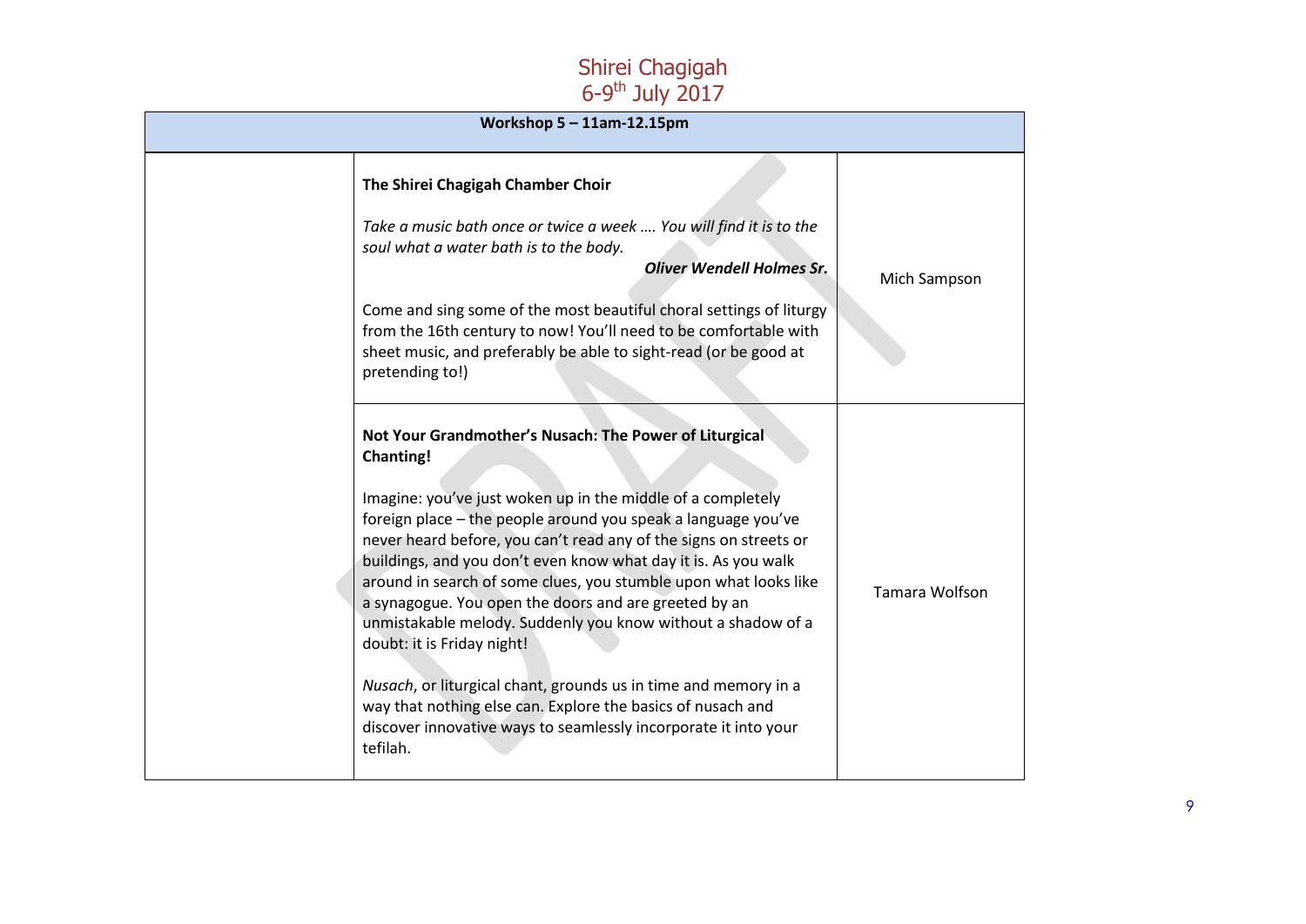# Shirei Chagigah
## 6-9th July 2017

| Workshop 5 – 11am-12.15pm | | |
|---|---|---|
| | **The Shirei Chagigah Chamber Choir**<br><br>*Take a music bath once or twice a week …. You will find it is to the soul what a water bath is to the body.*<br>***Oliver Wendell Holmes Sr.***<br><br>Come and sing some of the most beautiful choral settings of liturgy from the 16th century to now! You'll need to be comfortable with sheet music, and preferably be able to sight-read (or be good at pretending to!) | Mich Sampson |
| | **Not Your Grandmother's Nusach: The Power of Liturgical Chanting!**<br><br>Imagine: you've just woken up in the middle of a completely foreign place – the people around you speak a language you've never heard before, you can't read any of the signs on streets or buildings, and you don't even know what day it is. As you walk around in search of some clues, you stumble upon what looks like a synagogue. You open the doors and are greeted by an unmistakable melody. Suddenly you know without a shadow of a doubt: it is Friday night!<br><br>*Nusach*, or liturgical chant, grounds us in time and memory in a way that nothing else can. Explore the basics of nusach and discover innovative ways to seamlessly incorporate it into your tefilah. | Tamara Wolfson |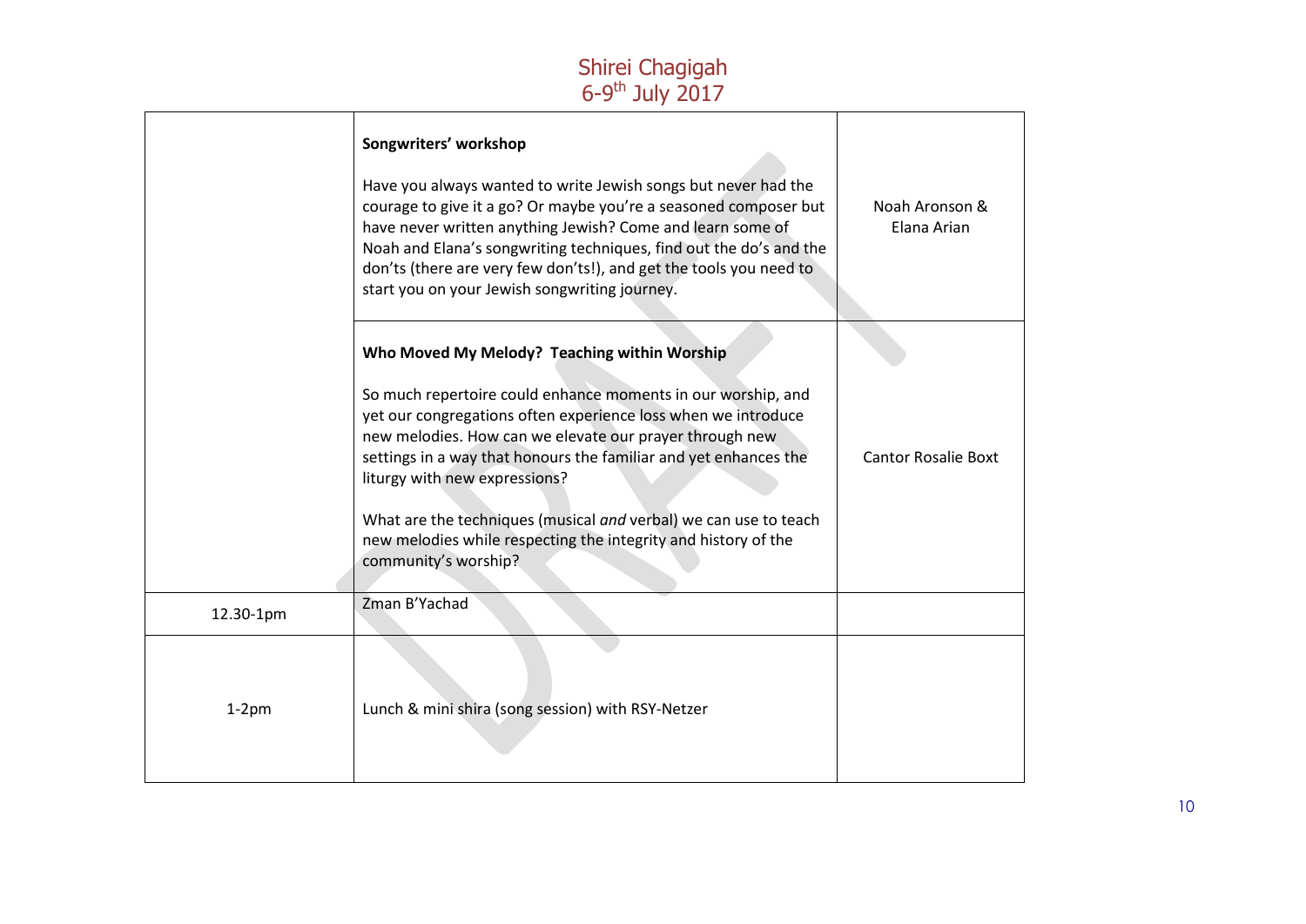# Shirei Chagigah
## 6-9th July 2017

| | | |
|---|---|---|
| | **Songwriters' workshop**<br><br>Have you always wanted to write Jewish songs but never had the courage to give it a go? Or maybe you're a seasoned composer but have never written anything Jewish? Come and learn some of Noah and Elana's songwriting techniques, find out the do's and the don'ts (there are very few don'ts!), and get the tools you need to start you on your Jewish songwriting journey. | Noah Aronson & Elana Arian |
| | **Who Moved My Melody? Teaching within Worship**<br><br>So much repertoire could enhance moments in our worship, and yet our congregations often experience loss when we introduce new melodies. How can we elevate our prayer through new settings in a way that honours the familiar and yet enhances the liturgy with new expressions?<br><br>What are the techniques (musical *and* verbal) we can use to teach new melodies while respecting the integrity and history of the community's worship? | Cantor Rosalie Boxt |
| 12.30-1pm | Zman B'Yachad | |
| 1-2pm | Lunch & mini shira (song session) with RSY-Netzer | |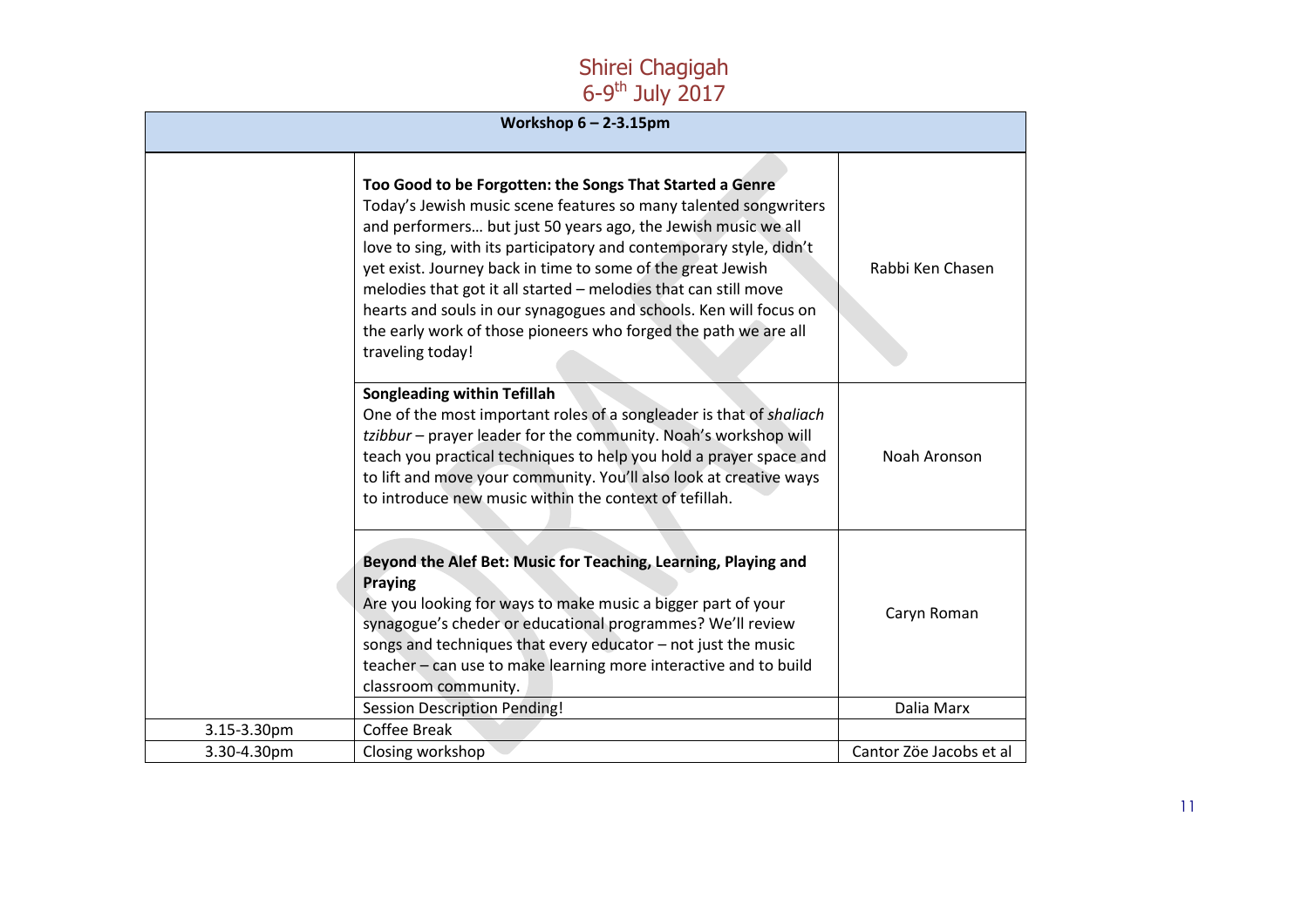# Shirei Chagigah
## 6-9th July 2017

| Workshop 6 – 2-3.15pm | | |
|---|---|---|
| | **Too Good to be Forgotten: the Songs That Started a Genre** Today's Jewish music scene features so many talented songwriters and performers… but just 50 years ago, the Jewish music we all love to sing, with its participatory and contemporary style, didn't yet exist. Journey back in time to some of the great Jewish melodies that got it all started – melodies that can still move hearts and souls in our synagogues and schools. Ken will focus on the early work of those pioneers who forged the path we are all traveling today! | Rabbi Ken Chasen |
| | **Songleading within Tefillah** One of the most important roles of a songleader is that of *shaliach tzibbur* – prayer leader for the community. Noah's workshop will teach you practical techniques to help you hold a prayer space and to lift and move your community. You'll also look at creative ways to introduce new music within the context of tefillah. | Noah Aronson |
| | **Beyond the Alef Bet: Music for Teaching, Learning, Playing and Praying** Are you looking for ways to make music a bigger part of your synagogue's cheder or educational programmes? We'll review songs and techniques that every educator – not just the music teacher – can use to make learning more interactive and to build classroom community. | Caryn Roman |
| | Session Description Pending! | Dalia Marx |
| 3.15-3.30pm | Coffee Break | |
| 3.30-4.30pm | Closing workshop | Cantor Zöe Jacobs et al |